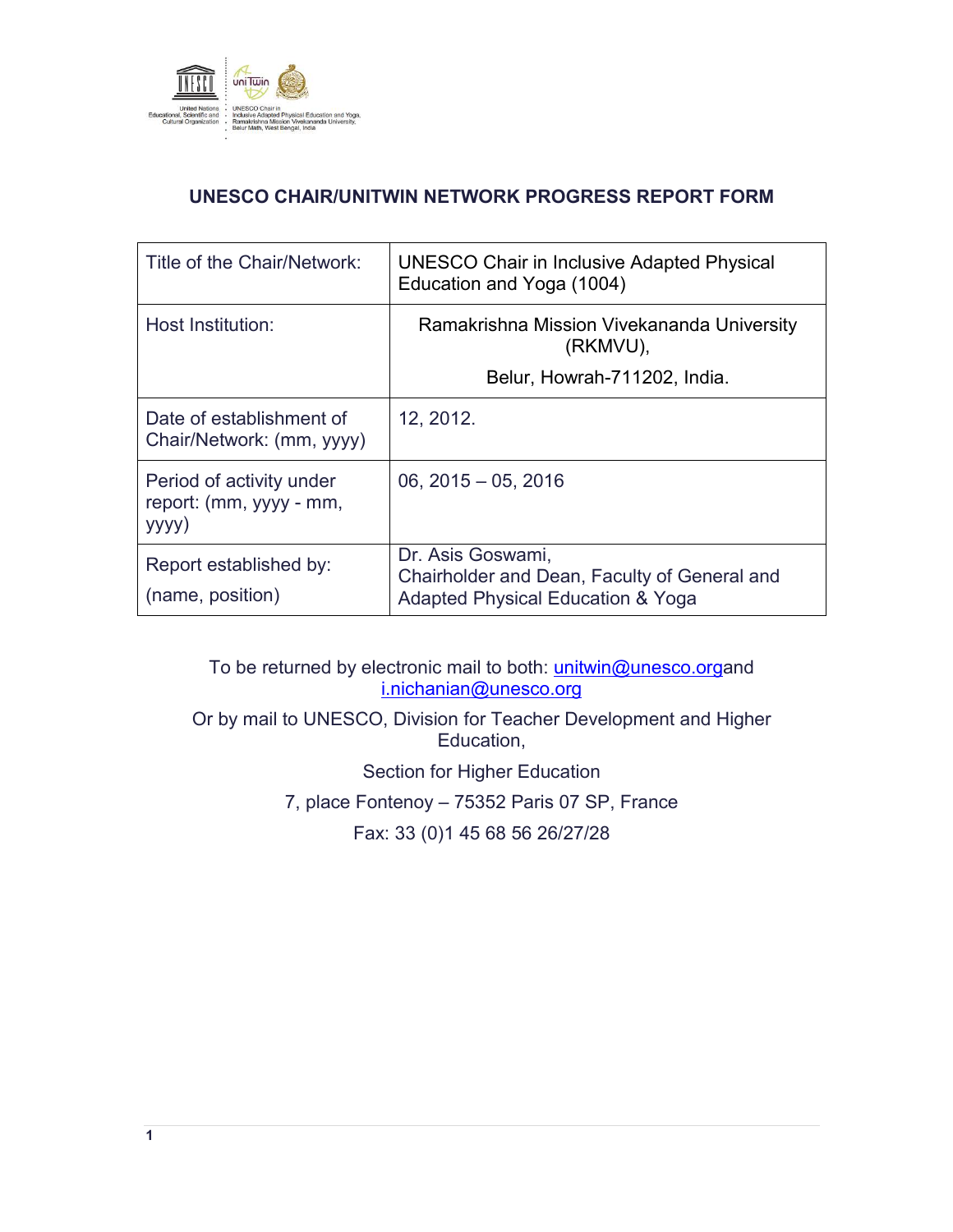United Nations Educational, Scientific and Cultural Organization

UNESCO Chair in Inclusive Adapted Physical Education and Yoga, Ramakrishna Mission Vivekananda University, Belur Math, West Bengal, India

## UNESCO CHAIR/UNITWIN NETWORK PROGRESS REPORT FORM

| | |
|---|---|
| Title of the Chair/Network: | UNESCO Chair in Inclusive Adapted Physical Education and Yoga (1004) |
| Host Institution: | Ramakrishna Mission Vivekananda University (RKMVU),<br>Belur, Howrah-711202, India. |
| Date of establishment of Chair/Network: (mm, yyyy) | 12, 2012. |
| Period of activity under report: (mm, yyyy - mm, yyyy) | 06, 2015 – 05, 2016 |
| Report established by:<br>(name, position) | Dr. Asis Goswami,<br>Chairholder and Dean, Faculty of General and Adapted Physical Education & Yoga |

To be returned by electronic mail to both: unitwin@unesco.organd i.nichanian@unesco.org

Or by mail to UNESCO, Division for Teacher Development and Higher Education,

Section for Higher Education

7, place Fontenoy – 75352 Paris 07 SP, France

Fax: 33 (0)1 45 68 56 26/27/28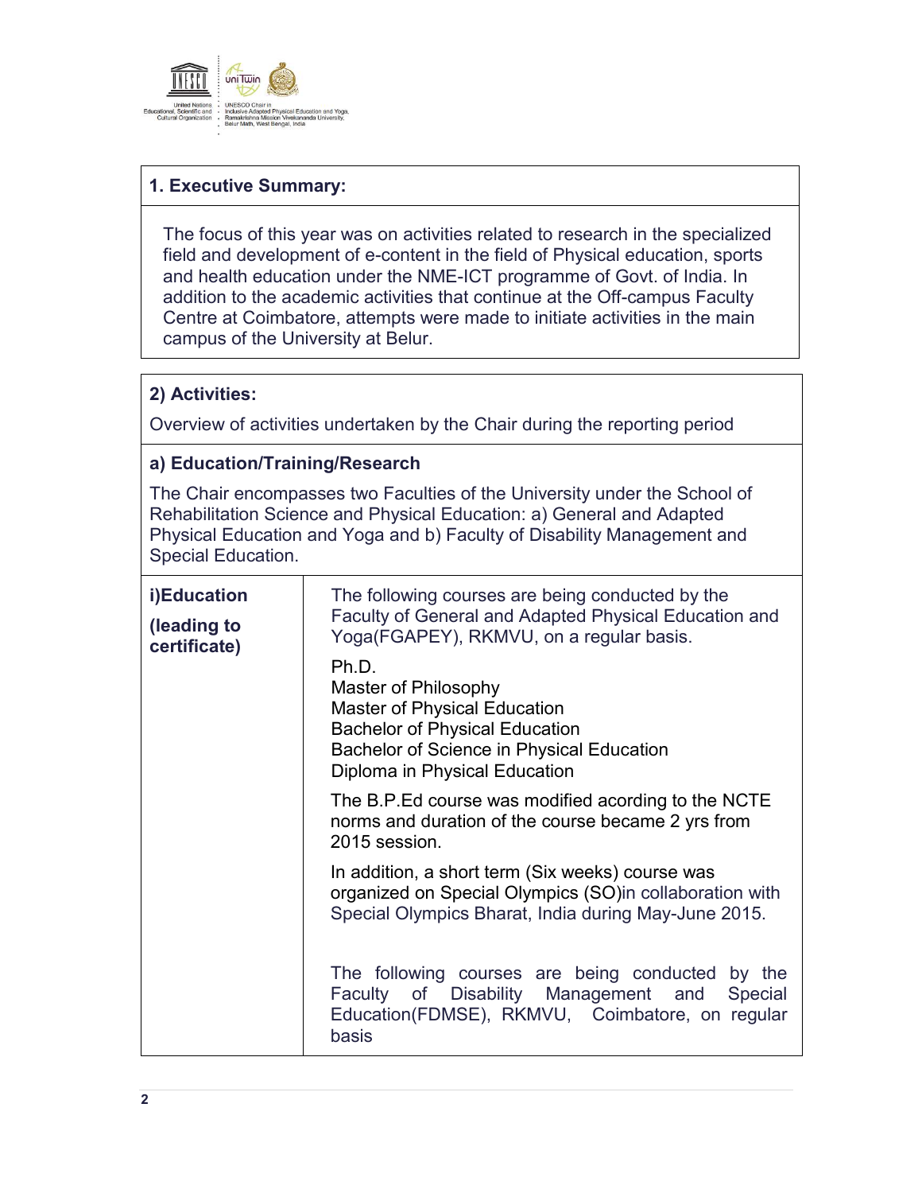## 1. Executive Summary:

The focus of this year was on activities related to research in the specialized field and development of e-content in the field of Physical education, sports and health education under the NME-ICT programme of Govt. of India. In addition to the academic activities that continue at the Off-campus Faculty Centre at Coimbatore, attempts were made to initiate activities in the main campus of the University at Belur.

## 2) Activities:

Overview of activities undertaken by the Chair during the reporting period

### a) Education/Training/Research

The Chair encompasses two Faculties of the University under the School of Rehabilitation Science and Physical Education: a) General and Adapted Physical Education and Yoga and b) Faculty of Disability Management and Special Education.

| | |
|---|---|
| **i)Education (leading to certificate)** | The following courses are being conducted by the Faculty of General and Adapted Physical Education and Yoga(FGAPEY), RKMVU, on a regular basis.<br><br>Ph.D.<br>Master of Philosophy<br>Master of Physical Education<br>Bachelor of Physical Education<br>Bachelor of Science in Physical Education<br>Diploma in Physical Education<br><br>The B.P.Ed course was modified acording to the NCTE norms and duration of the course became 2 yrs from 2015 session.<br><br>In addition, a short term (Six weeks) course was organized on Special Olympics (SO)in collaboration with Special Olympics Bharat, India during May-June 2015.<br><br>The following courses are being conducted by the Faculty of Disability Management and Special Education(FDMSE), RKMVU, Coimbatore, on regular basis |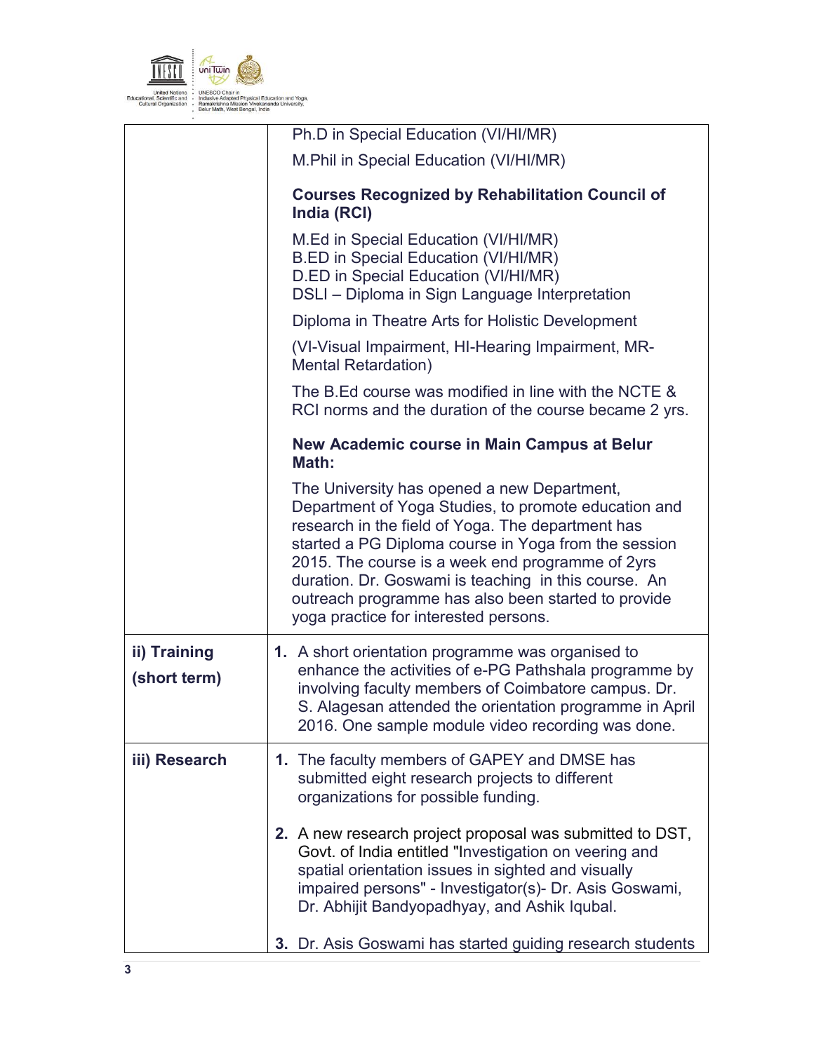| | |
|---|---|
| | Ph.D in Special Education (VI/HI/MR)<br>M.Phil in Special Education (VI/HI/MR)<br>**Courses Recognized by Rehabilitation Council of India (RCI)**<br>M.Ed in Special Education (VI/HI/MR)<br>B.ED in Special Education (VI/HI/MR)<br>D.ED in Special Education (VI/HI/MR)<br>DSLI – Diploma in Sign Language Interpretation<br>Diploma in Theatre Arts for Holistic Development<br>(VI-Visual Impairment, HI-Hearing Impairment, MR-Mental Retardation)<br>The B.Ed course was modified in line with the NCTE & RCI norms and the duration of the course became 2 yrs.<br>**New Academic course in Main Campus at Belur Math:**<br>The University has opened a new Department, Department of Yoga Studies, to promote education and research in the field of Yoga. The department has started a PG Diploma course in Yoga from the session 2015. The course is a week end programme of 2yrs duration. Dr. Goswami is teaching in this course. An outreach programme has also been started to provide yoga practice for interested persons. |
| **ii) Training (short term)** | **1.** A short orientation programme was organised to enhance the activities of e-PG Pathshala programme by involving faculty members of Coimbatore campus. Dr. S. Alagesan attended the orientation programme in April 2016. One sample module video recording was done. |
| **iii) Research** | **1.** The faculty members of GAPEY and DMSE has submitted eight research projects to different organizations for possible funding.<br>**2.** A new research project proposal was submitted to DST, Govt. of India entitled "Investigation on veering and spatial orientation issues in sighted and visually impaired persons" - Investigator(s)- Dr. Asis Goswami, Dr. Abhijit Bandyopadhyay, and Ashik Iqubal.<br>**3.** Dr. Asis Goswami has started guiding research students |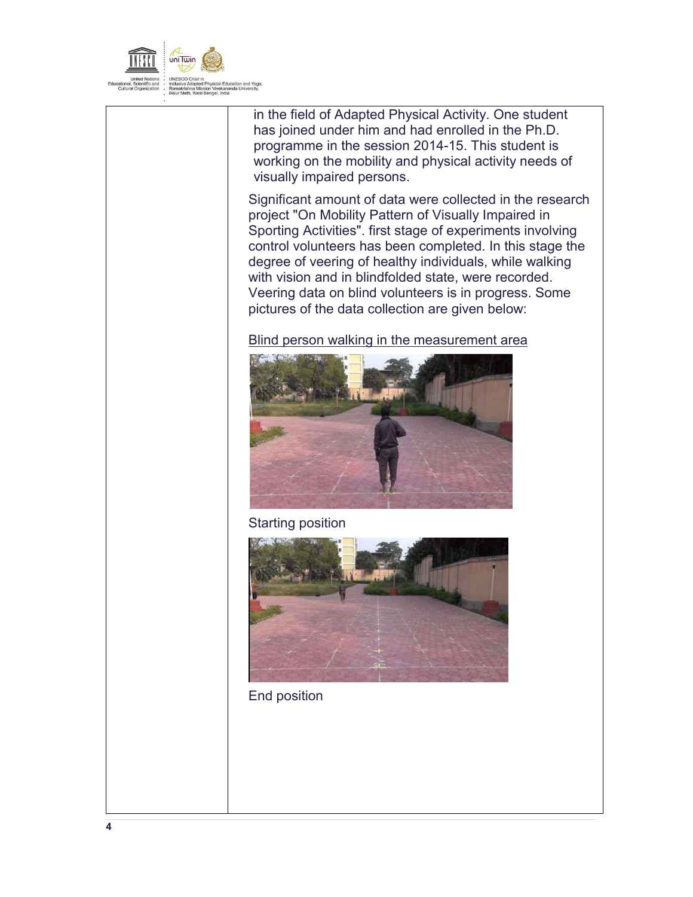in the field of Adapted Physical Activity. One student has joined under him and had enrolled in the Ph.D. programme in the session 2014-15. This student is working on the mobility and physical activity needs of visually impaired persons.

Significant amount of data were collected in the research project "On Mobility Pattern of Visually Impaired in Sporting Activities". first stage of experiments involving control volunteers has been completed. In this stage the degree of veering of healthy individuals, while walking with vision and in blindfolded state, were recorded. Veering data on blind volunteers is in progress. Some pictures of the data collection are given below:

Blind person walking in the measurement area

Starting position

End position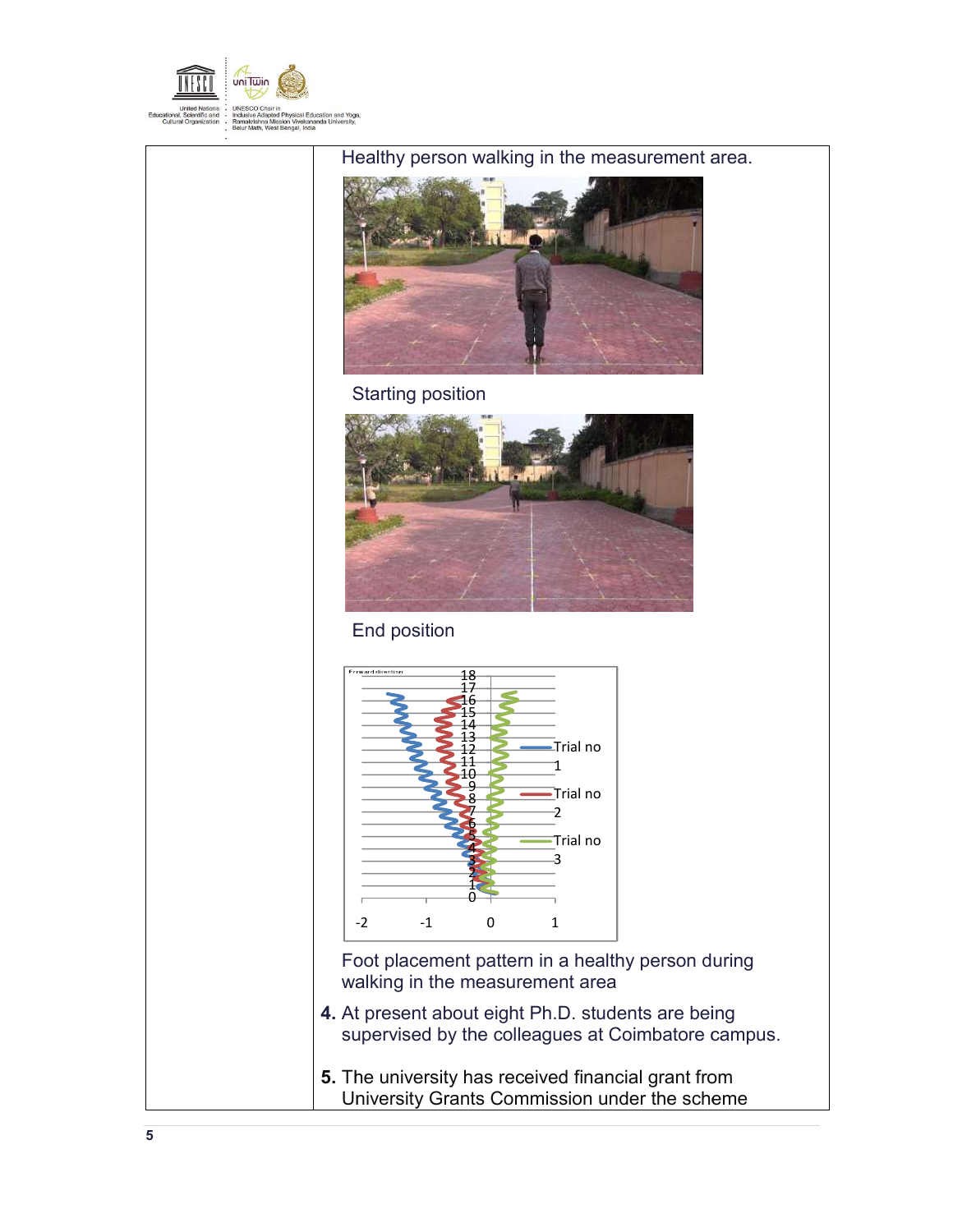Healthy person walking in the measurement area.

Starting position

End position

Foot placement pattern in a healthy person during walking in the measurement area

4. At present about eight Ph.D. students are being supervised by the colleagues at Coimbatore campus.

5. The university has received financial grant from University Grants Commission under the scheme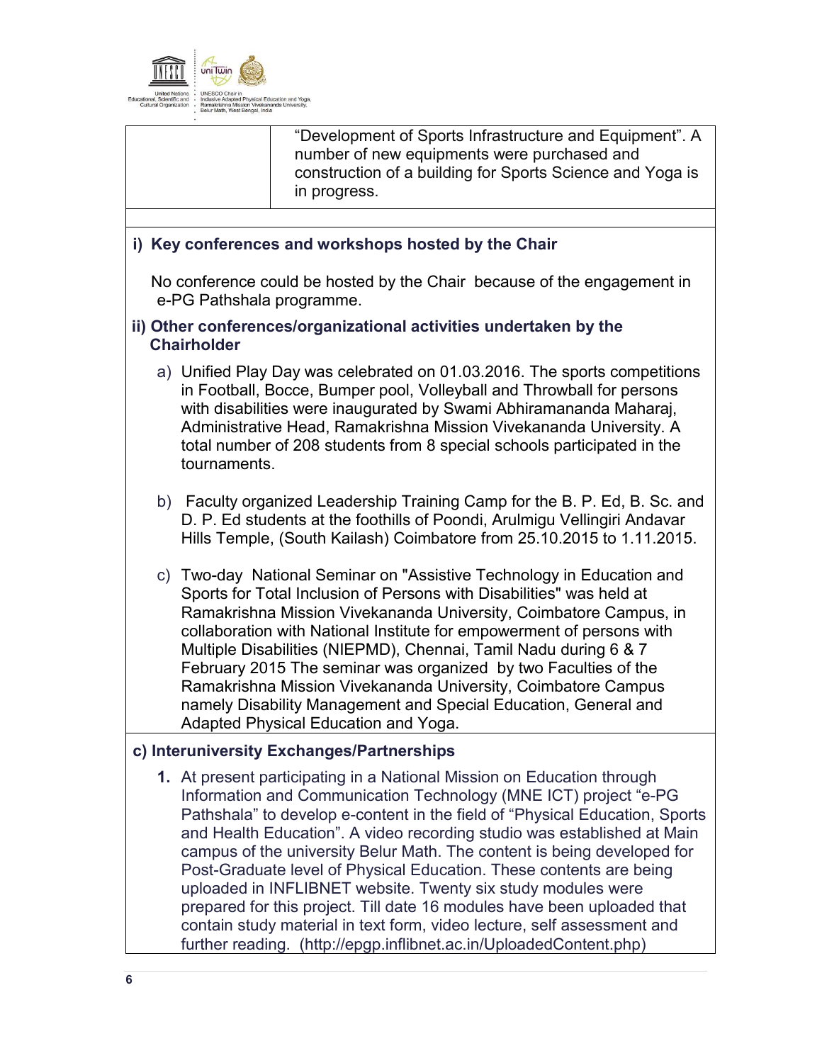| | "Development of Sports Infrastructure and Equipment". A number of new equipments were purchased and construction of a building for Sports Science and Yoga is in progress. |
|---|---|

**i) Key conferences and workshops hosted by the Chair**

No conference could be hosted by the Chair because of the engagement in e-PG Pathshala programme.

**ii) Other conferences/organizational activities undertaken by the Chairholder**

a) Unified Play Day was celebrated on 01.03.2016. The sports competitions in Football, Bocce, Bumper pool, Volleyball and Throwball for persons with disabilities were inaugurated by Swami Abhiramananda Maharaj, Administrative Head, Ramakrishna Mission Vivekananda University. A total number of 208 students from 8 special schools participated in the tournaments.

b) Faculty organized Leadership Training Camp for the B. P. Ed, B. Sc. and D. P. Ed students at the foothills of Poondi, Arulmigu Vellingiri Andavar Hills Temple, (South Kailash) Coimbatore from 25.10.2015 to 1.11.2015.

c) Two-day National Seminar on "Assistive Technology in Education and Sports for Total Inclusion of Persons with Disabilities" was held at Ramakrishna Mission Vivekananda University, Coimbatore Campus, in collaboration with National Institute for empowerment of persons with Multiple Disabilities (NIEPMD), Chennai, Tamil Nadu during 6 & 7 February 2015 The seminar was organized by two Faculties of the Ramakrishna Mission Vivekananda University, Coimbatore Campus namely Disability Management and Special Education, General and Adapted Physical Education and Yoga.

**c) Interuniversity Exchanges/Partnerships**

1. At present participating in a National Mission on Education through Information and Communication Technology (MNE ICT) project "e-PG Pathshala" to develop e-content in the field of "Physical Education, Sports and Health Education". A video recording studio was established at Main campus of the university Belur Math. The content is being developed for Post-Graduate level of Physical Education. These contents are being uploaded in INFLIBNET website. Twenty six study modules were prepared for this project. Till date 16 modules have been uploaded that contain study material in text form, video lecture, self assessment and further reading. (http://epgp.inflibnet.ac.in/UploadedContent.php)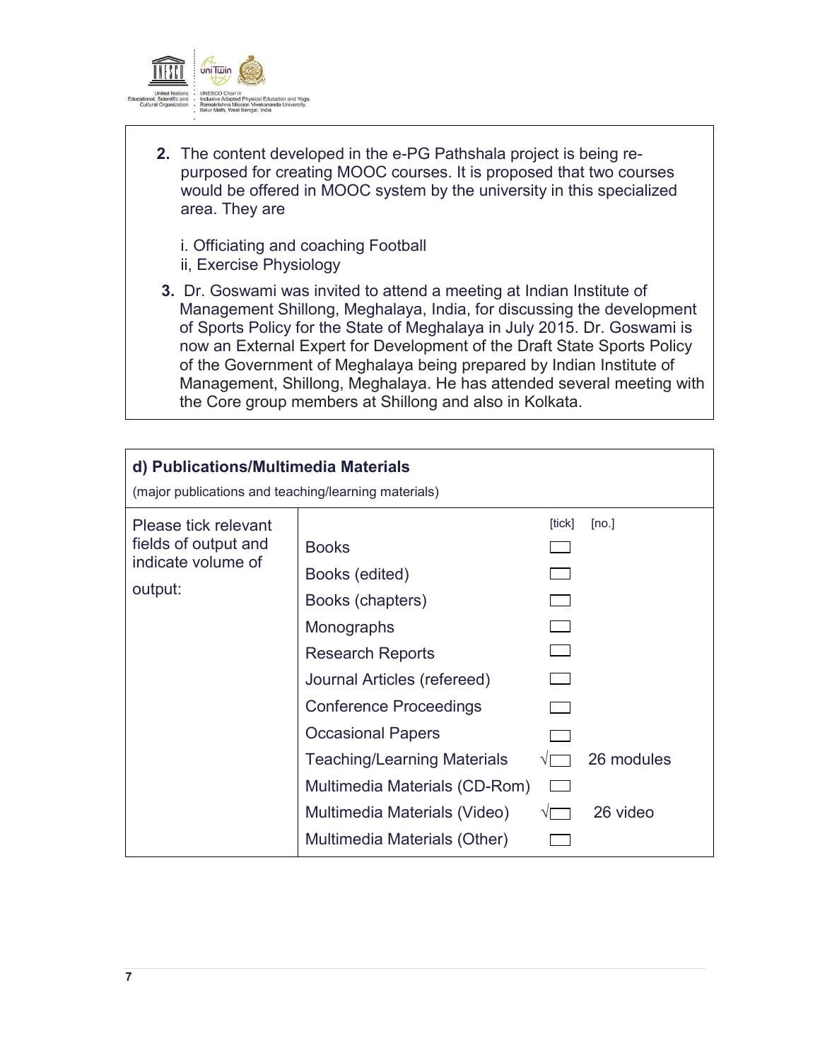2. The content developed in the e-PG Pathshala project is being re-purposed for creating MOOC courses. It is proposed that two courses would be offered in MOOC system by the university in this specialized area. They are

   i. Officiating and coaching Football
   ii, Exercise Physiology

3. Dr. Goswami was invited to attend a meeting at Indian Institute of Management Shillong, Meghalaya, India, for discussing the development of Sports Policy for the State of Meghalaya in July 2015. Dr. Goswami is now an External Expert for Development of the Draft State Sports Policy of the Government of Meghalaya being prepared by Indian Institute of Management, Shillong, Meghalaya. He has attended several meeting with the Core group members at Shillong and also in Kolkata.

**d) Publications/Multimedia Materials**

(major publications and teaching/learning materials)

| Please tick relevant fields of output and indicate volume of output: | | [tick] | [no.] |
|---|---|---|---|
| | Books | | |
| | Books (edited) | | |
| | Books (chapters) | | |
| | Monographs | | |
| | Research Reports | | |
| | Journal Articles (refereed) | | |
| | Conference Proceedings | | |
| | Occasional Papers | | |
| | Teaching/Learning Materials | √ | 26 modules |
| | Multimedia Materials (CD-Rom) | | |
| | Multimedia Materials (Video) | √ | 26 video |
| | Multimedia Materials (Other) | | |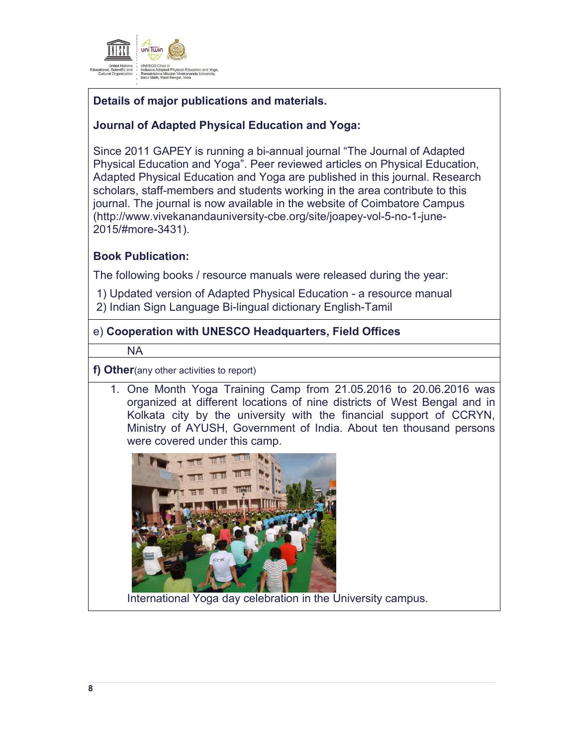**Details of major publications and materials.**

**Journal of Adapted Physical Education and Yoga:**

Since 2011 GAPEY is running a bi-annual journal "The Journal of Adapted Physical Education and Yoga". Peer reviewed articles on Physical Education, Adapted Physical Education and Yoga are published in this journal. Research scholars, staff-members and students working in the area contribute to this journal. The journal is now available in the website of Coimbatore Campus (http://www.vivekanandauniversity-cbe.org/site/joapey-vol-5-no-1-june-2015/#more-3431).

**Book Publication:**

The following books / resource manuals were released during the year:

1) Updated version of Adapted Physical Education - a resource manual
2) Indian Sign Language Bi-lingual dictionary English-Tamil

e) **Cooperation with UNESCO Headquarters, Field Offices**

NA

**f) Other**(any other activities to report)

1. One Month Yoga Training Camp from 21.05.2016 to 20.06.2016 was organized at different locations of nine districts of West Bengal and in Kolkata city by the university with the financial support of CCRYN, Ministry of AYUSH, Government of India. About ten thousand persons were covered under this camp.

International Yoga day celebration in the University campus.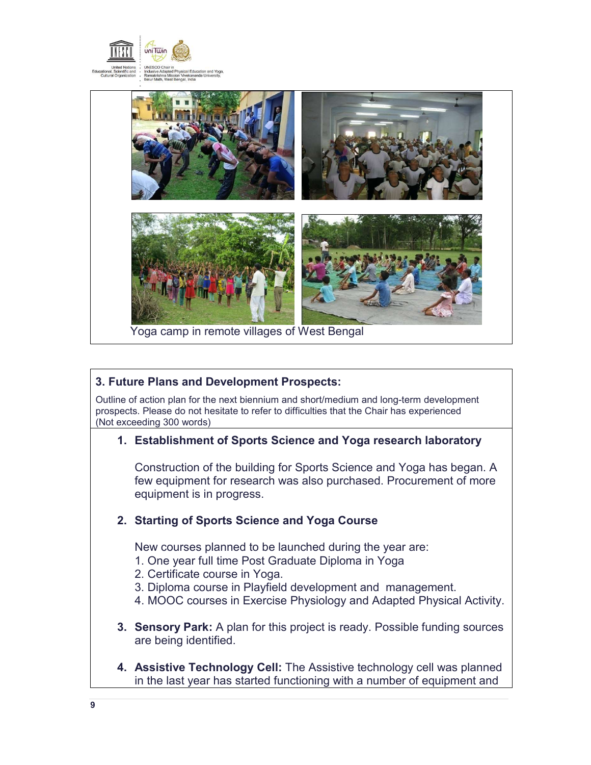Yoga camp in remote villages of West Bengal

## 3. Future Plans and Development Prospects:

Outline of action plan for the next biennium and short/medium and long-term development prospects. Please do not hesitate to refer to difficulties that the Chair has experienced (Not exceeding 300 words)

1. **Establishment of Sports Science and Yoga research laboratory**

   Construction of the building for Sports Science and Yoga has began. A few equipment for research was also purchased. Procurement of more equipment is in progress.

2. **Starting of Sports Science and Yoga Course**

   New courses planned to be launched during the year are:
   1. One year full time Post Graduate Diploma in Yoga
   2. Certificate course in Yoga.
   3. Diploma course in Playfield development and management.
   4. MOOC courses in Exercise Physiology and Adapted Physical Activity.

3. **Sensory Park:** A plan for this project is ready. Possible funding sources are being identified.

4. **Assistive Technology Cell:** The Assistive technology cell was planned in the last year has started functioning with a number of equipment and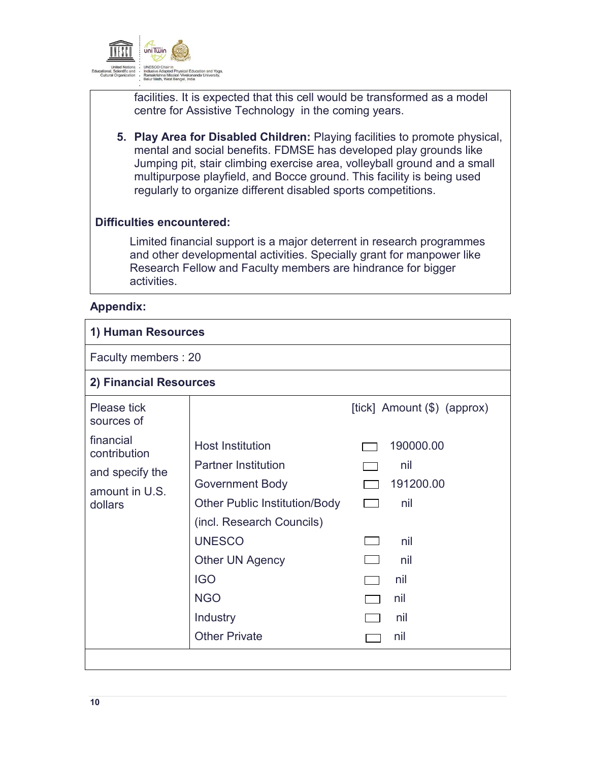facilities. It is expected that this cell would be transformed as a model centre for Assistive Technology in the coming years.

5. **Play Area for Disabled Children:** Playing facilities to promote physical, mental and social benefits. FDMSE has developed play grounds like Jumping pit, stair climbing exercise area, volleyball ground and a small multipurpose playfield, and Bocce ground. This facility is being used regularly to organize different disabled sports competitions.

**Difficulties encountered:**

Limited financial support is a major deterrent in research programmes and other developmental activities. Specially grant for manpower like Research Fellow and Faculty members are hindrance for bigger activities.

**Appendix:**

**1) Human Resources**

Faculty members : 20

**2) Financial Resources**

| Please tick sources of financial contribution and specify the amount in U.S. dollars | | [tick] | Amount ($) (approx) |
|---|---|---|---|
| | Host Institution | ☐ | 190000.00 |
| | Partner Institution | ☐ | nil |
| | Government Body | ☐ | 191200.00 |
| | Other Public Institution/Body (incl. Research Councils) | ☐ | nil |
| | UNESCO | ☐ | nil |
| | Other UN Agency | ☐ | nil |
| | IGO | ☐ | nil |
| | NGO | ☐ | nil |
| | Industry | ☐ | nil |
| | Other Private | ☐ | nil |